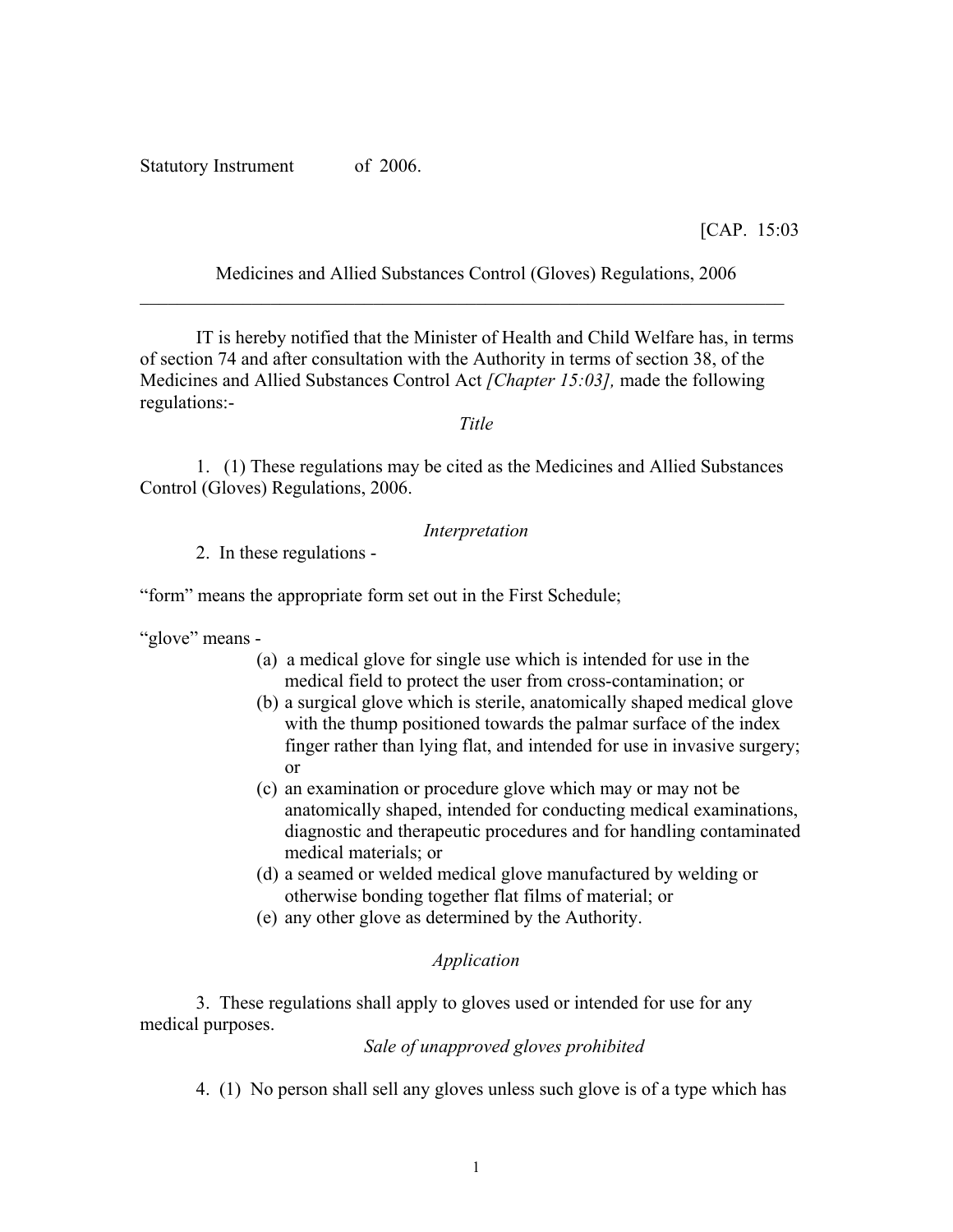Statutory Instrument of 2006.

[CAP. 15:03

Medicines and Allied Substances Control (Gloves) Regulations, 2006

---

IT is hereby notified that the Minister of Health and Child Welfare has, in terms of section 74 and after consultation with the Authority in terms of section 38, of the Medicines and Allied Substances Control Act *[Chapter 15:03],* made the following regulations:-

*Title*

1. (1) These regulations may be cited as the Medicines and Allied Substances Control (Gloves) Regulations, 2006.

*Interpretation*

2. In these regulations -

"form" means the appropriate form set out in the First Schedule;

"glove" means -

(a) a medical glove for single use which is intended for use in the medical field to protect the user from cross-contamination; or
(b) a surgical glove which is sterile, anatomically shaped medical glove with the thump positioned towards the palmar surface of the index finger rather than lying flat, and intended for use in invasive surgery; or
(c) an examination or procedure glove which may or may not be anatomically shaped, intended for conducting medical examinations, diagnostic and therapeutic procedures and for handling contaminated medical materials; or
(d) a seamed or welded medical glove manufactured by welding or otherwise bonding together flat films of material; or
(e) any other glove as determined by the Authority.

*Application*

3. These regulations shall apply to gloves used or intended for use for any medical purposes.

*Sale of unapproved gloves prohibited*

4. (1) No person shall sell any gloves unless such glove is of a type which has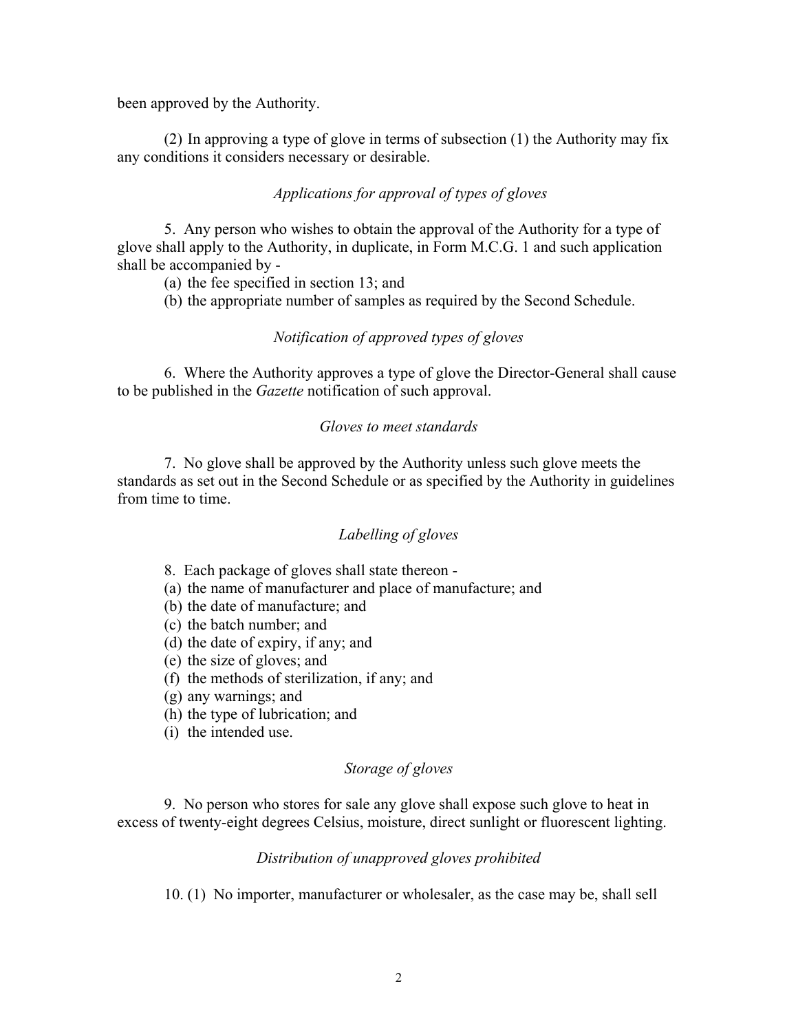been approved by the Authority.

(2) In approving a type of glove in terms of subsection (1) the Authority may fix any conditions it considers necessary or desirable.

*Applications for approval of types of gloves*

5. Any person who wishes to obtain the approval of the Authority for a type of glove shall apply to the Authority, in duplicate, in Form M.C.G. 1 and such application shall be accompanied by -

(a) the fee specified in section 13; and
(b) the appropriate number of samples as required by the Second Schedule.

*Notification of approved types of gloves*

6. Where the Authority approves a type of glove the Director-General shall cause to be published in the *Gazette* notification of such approval.

*Gloves to meet standards*

7. No glove shall be approved by the Authority unless such glove meets the standards as set out in the Second Schedule or as specified by the Authority in guidelines from time to time.

*Labelling of gloves*

8. Each package of gloves shall state thereon -

(a) the name of manufacturer and place of manufacture; and
(b) the date of manufacture; and
(c) the batch number; and
(d) the date of expiry, if any; and
(e) the size of gloves; and
(f) the methods of sterilization, if any; and
(g) any warnings; and
(h) the type of lubrication; and
(i) the intended use.

*Storage of gloves*

9. No person who stores for sale any glove shall expose such glove to heat in excess of twenty-eight degrees Celsius, moisture, direct sunlight or fluorescent lighting.

*Distribution of unapproved gloves prohibited*

10. (1) No importer, manufacturer or wholesaler, as the case may be, shall sell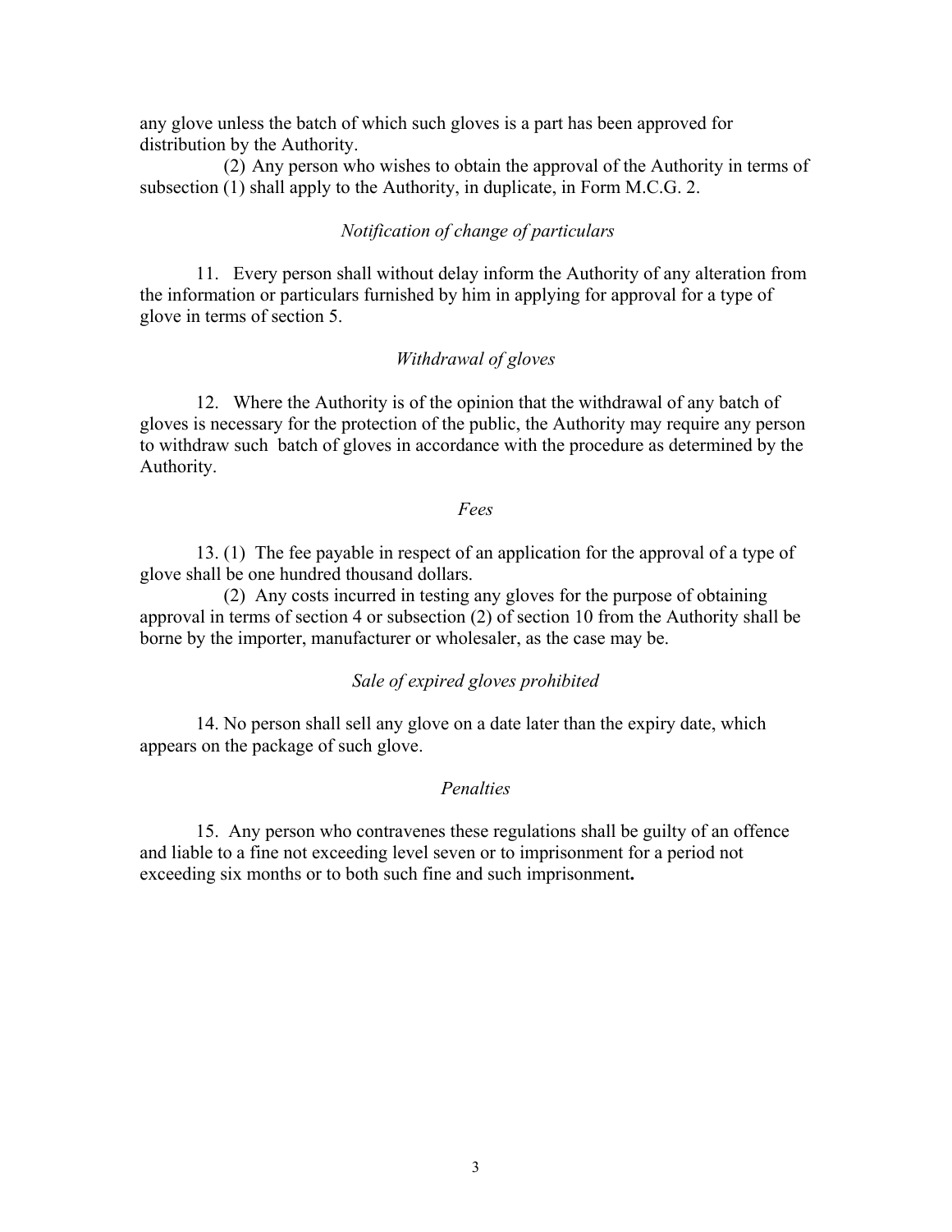any glove unless the batch of which such gloves is a part has been approved for distribution by the Authority.

(2) Any person who wishes to obtain the approval of the Authority in terms of subsection (1) shall apply to the Authority, in duplicate, in Form M.C.G. 2.

*Notification of change of particulars*

11. Every person shall without delay inform the Authority of any alteration from the information or particulars furnished by him in applying for approval for a type of glove in terms of section 5.

*Withdrawal of gloves*

12. Where the Authority is of the opinion that the withdrawal of any batch of gloves is necessary for the protection of the public, the Authority may require any person to withdraw such batch of gloves in accordance with the procedure as determined by the Authority.

*Fees*

13. (1) The fee payable in respect of an application for the approval of a type of glove shall be one hundred thousand dollars.

(2) Any costs incurred in testing any gloves for the purpose of obtaining approval in terms of section 4 or subsection (2) of section 10 from the Authority shall be borne by the importer, manufacturer or wholesaler, as the case may be.

*Sale of expired gloves prohibited*

14. No person shall sell any glove on a date later than the expiry date, which appears on the package of such glove.

*Penalties*

15. Any person who contravenes these regulations shall be guilty of an offence and liable to a fine not exceeding level seven or to imprisonment for a period not exceeding six months or to both such fine and such imprisonment**.**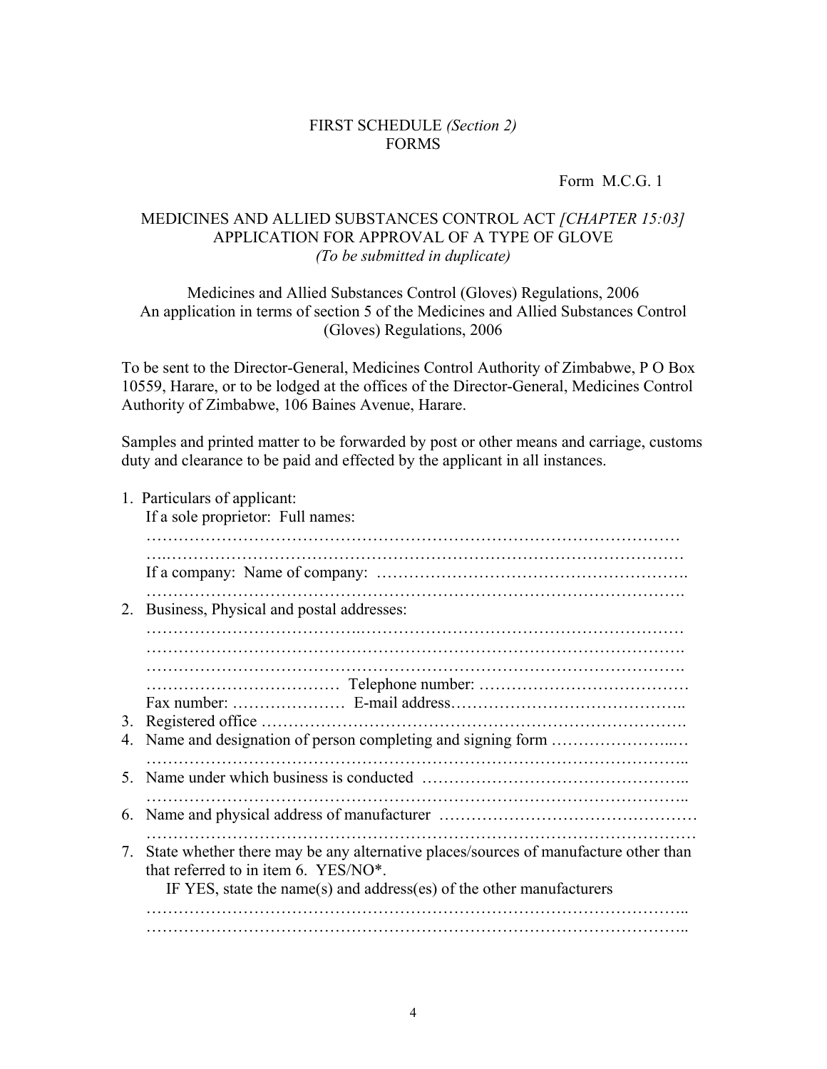FIRST SCHEDULE *(Section 2)*
FORMS

Form M.C.G. 1

MEDICINES AND ALLIED SUBSTANCES CONTROL ACT *[CHAPTER 15:03]*
APPLICATION FOR APPROVAL OF A TYPE OF GLOVE
*(To be submitted in duplicate)*

Medicines and Allied Substances Control (Gloves) Regulations, 2006
An application in terms of section 5 of the Medicines and Allied Substances Control (Gloves) Regulations, 2006

To be sent to the Director-General, Medicines Control Authority of Zimbabwe, P O Box 10559, Harare, or to be lodged at the offices of the Director-General, Medicines Control Authority of Zimbabwe, 106 Baines Avenue, Harare.

Samples and printed matter to be forwarded by post or other means and carriage, customs duty and clearance to be paid and effected by the applicant in all instances.

1. Particulars of applicant:
   If a sole proprietor: Full names:
   ……………………………………………………………………………………
   ……………………………………………………………………………………
   If a company: Name of company: ……………………………………………….
   ……………………………………………………………………………………
2. Business, Physical and postal addresses:
   ……………………………………………………………………………………
   ……………………………………………………………………………………
   ……………………………………………………………………………………
   ……………………………… Telephone number: ………………………………
   Fax number: ………………… E-mail address……………………………………
3. Registered office …………………………………………………………………
4. Name and designation of person completing and signing form ……………………
   ……………………………………………………………………………………
5. Name under which business is conducted …………………………………………
   ……………………………………………………………………………………
6. Name and physical address of manufacturer ………………………………………
   ……………………………………………………………………………………
7. State whether there may be any alternative places/sources of manufacture other than that referred to in item 6. YES/NO*.
   IF YES, state the name(s) and address(es) of the other manufacturers
   ……………………………………………………………………………………
   ……………………………………………………………………………………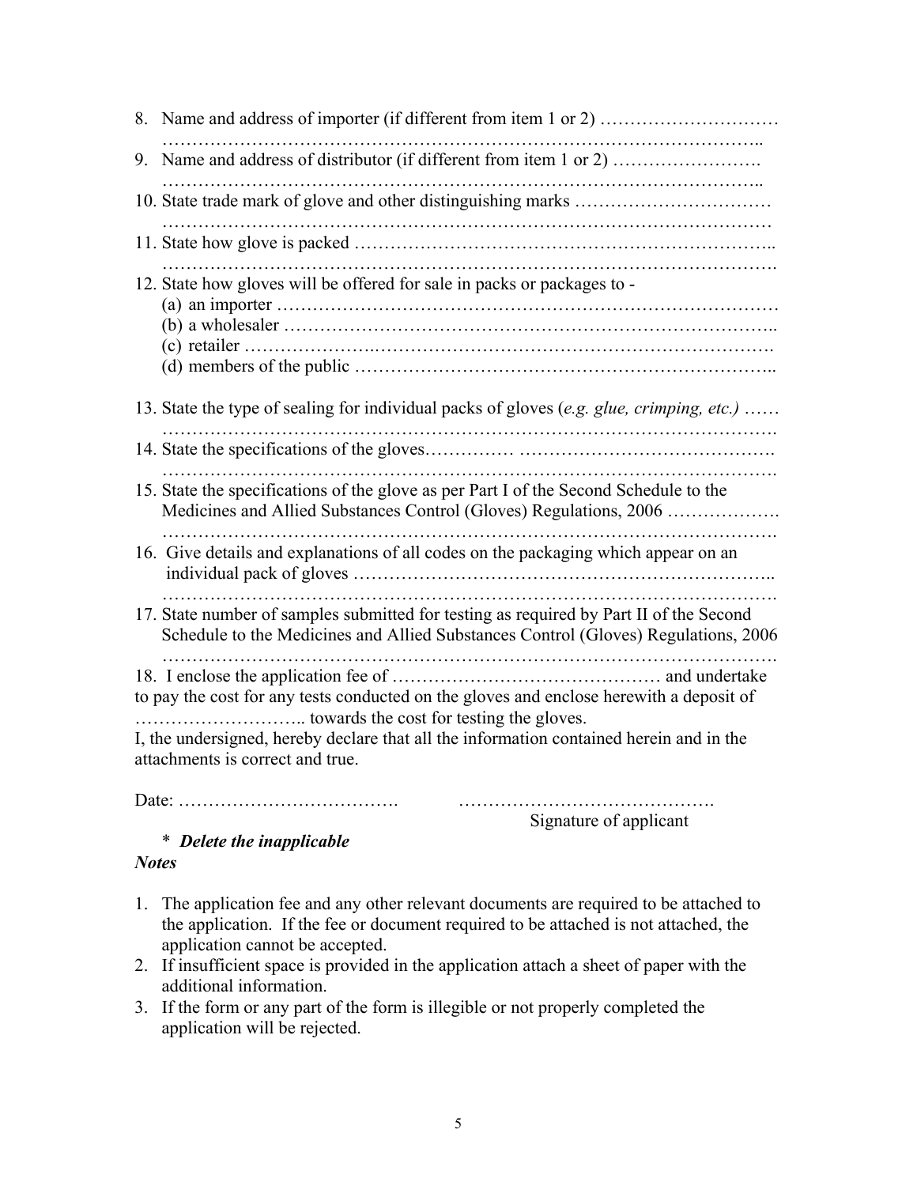8. Name and address of importer (if different from item 1 or 2) …………………………
   ………………………………………………………………………………………..
9. Name and address of distributor (if different from item 1 or 2) …………………….
   ………………………………………………………………………………………..
10. State trade mark of glove and other distinguishing marks ……………………………
    ………………………………………………………………………………………
11. State how glove is packed …………………………………………………………..
    ……………………………………………………………………………………….
12. State how gloves will be offered for sale in packs or packages to -
    (a) an importer ………………………………………………………………………
    (b) a wholesaler ……………………………………………………………………..
    (c) retailer ………………….…………………………………………………….
    (d) members of the public ………………………………………………………..
13. State the type of sealing for individual packs of gloves (*e.g. glue, crimping, etc.)* ……
    ……………………………………………………………………………………….
14. State the specifications of the gloves…………… …………………………………….
    ……………………………………………………………………………………….
15. State the specifications of the glove as per Part I of the Second Schedule to the Medicines and Allied Substances Control (Gloves) Regulations, 2006 ……………….
    ……………………………………………………………………………………….
16. Give details and explanations of all codes on the packaging which appear on an individual pack of gloves ………………………………………………………..
    ……………………………………………………………………………………….
17. State number of samples submitted for testing as required by Part II of the Second Schedule to the Medicines and Allied Substances Control (Gloves) Regulations, 2006
    ……………………………………………………………………………………….
18. I enclose the application fee of ……………………………………… and undertake to pay the cost for any tests conducted on the gloves and enclose herewith a deposit of ……………………….. towards the cost for testing the gloves.

I, the undersigned, hereby declare that all the information contained herein and in the attachments is correct and true.

Date: ………………………………. ……………………………………. 
Signature of applicant

\* ***Delete the inapplicable***

***Notes***

1. The application fee and any other relevant documents are required to be attached to the application. If the fee or document required to be attached is not attached, the application cannot be accepted.
2. If insufficient space is provided in the application attach a sheet of paper with the additional information.
3. If the form or any part of the form is illegible or not properly completed the application will be rejected.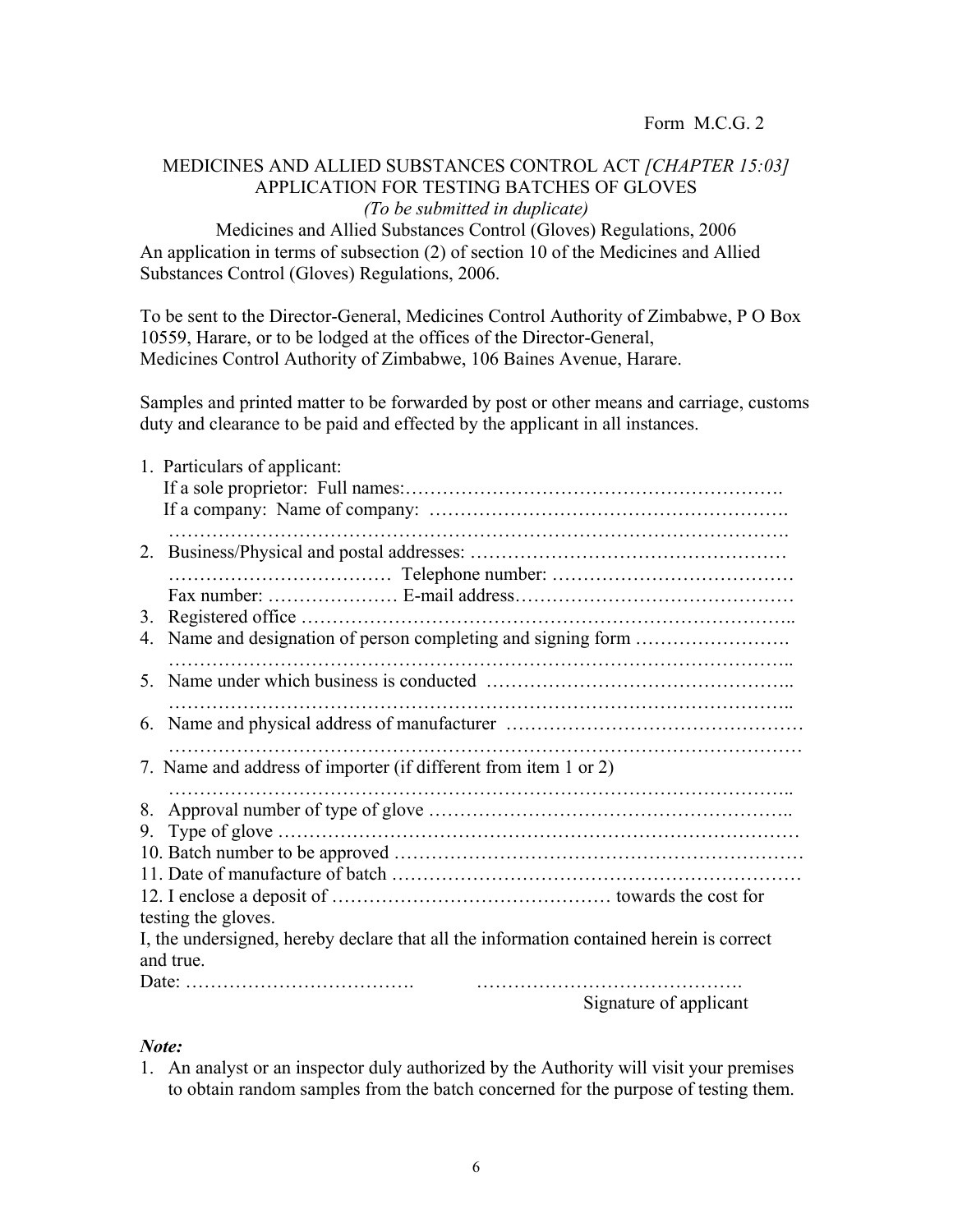Form M.C.G. 2

MEDICINES AND ALLIED SUBSTANCES CONTROL ACT *[CHAPTER 15:03]*
APPLICATION FOR TESTING BATCHES OF GLOVES
*(To be submitted in duplicate)*
Medicines and Allied Substances Control (Gloves) Regulations, 2006

An application in terms of subsection (2) of section 10 of the Medicines and Allied Substances Control (Gloves) Regulations, 2006.

To be sent to the Director-General, Medicines Control Authority of Zimbabwe, P O Box 10559, Harare, or to be lodged at the offices of the Director-General, Medicines Control Authority of Zimbabwe, 106 Baines Avenue, Harare.

Samples and printed matter to be forwarded by post or other means and carriage, customs duty and clearance to be paid and effected by the applicant in all instances.

1. Particulars of applicant:
   If a sole proprietor: Full names:…………………………………………………….
   If a company: Name of company: ……………………………………………….
   ………………………………………………………………………………………….
2. Business/Physical and postal addresses: ……………………………………………
   ……………………………… Telephone number: …………………………………
   Fax number: ………………… E-mail address………………………………………
3. Registered office ……………………………………………………………………..
4. Name and designation of person completing and signing form …………………….
   ……………………………………………………………………………………..
5. Name under which business is conducted ………………………………………..
   ……………………………………………………………………………………..
6. Name and physical address of manufacturer ………………………………………
   ………………………………………………………………………………………
7. Name and address of importer (if different from item 1 or 2)
   ……………………………………………………………………………………..
8. Approval number of type of glove ………………………………………………..
9. Type of glove …………………………………………………………………………
10. Batch number to be approved ………………………………………………………
11. Date of manufacture of batch ………………………………………………………
12. I enclose a deposit of …………………………………… towards the cost for testing the gloves.

I, the undersigned, hereby declare that all the information contained herein is correct and true.

Date: ……………………………….                …………………………………….
Signature of applicant

***Note:***

1. An analyst or an inspector duly authorized by the Authority will visit your premises to obtain random samples from the batch concerned for the purpose of testing them.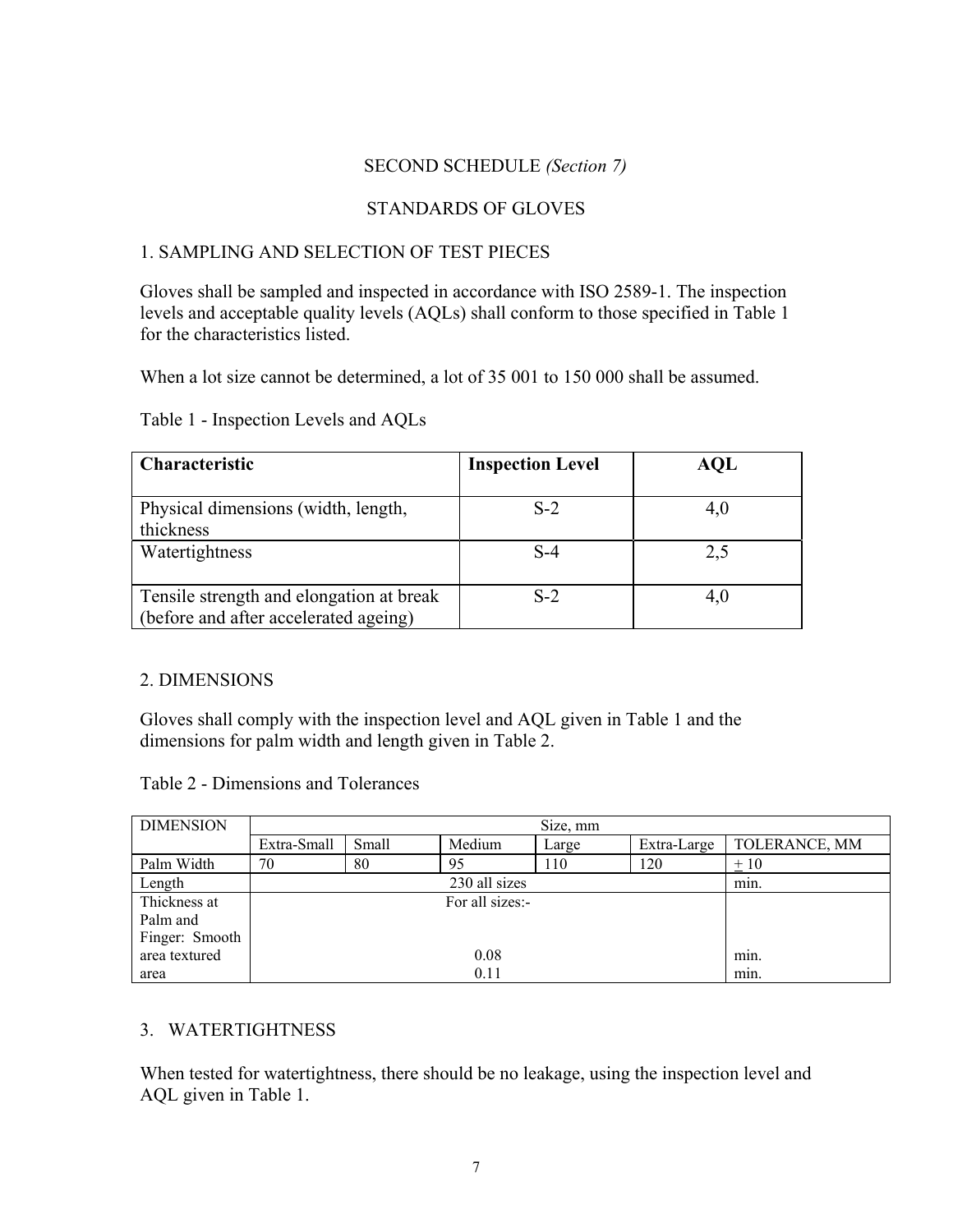SECOND SCHEDULE *(Section 7)*

STANDARDS OF GLOVES

## 1. SAMPLING AND SELECTION OF TEST PIECES

Gloves shall be sampled and inspected in accordance with ISO 2589-1. The inspection levels and acceptable quality levels (AQLs) shall conform to those specified in Table 1 for the characteristics listed.

When a lot size cannot be determined, a lot of 35 001 to 150 000 shall be assumed.

Table 1 - Inspection Levels and AQLs

| **Characteristic** | **Inspection Level** | **AQL** |
|---|---|---|
| Physical dimensions (width, length, thickness | S-2 | 4,0 |
| Watertightness | S-4 | 2,5 |
| Tensile strength and elongation at break (before and after accelerated ageing) | S-2 | 4,0 |

## 2. DIMENSIONS

Gloves shall comply with the inspection level and AQL given in Table 1 and the dimensions for palm width and length given in Table 2.

Table 2 - Dimensions and Tolerances

| DIMENSION | Size, mm | | | | | |
|---|---|---|---|---|---|---|
| | Extra-Small | Small | Medium | Large | Extra-Large | TOLERANCE, MM |
| Palm Width | 70 | 80 | 95 | 110 | 120 | ± 10 |
| Length | 230 all sizes | | | | | min. |
| Thickness at Palm and Finger: Smooth area textured area | For all sizes:- 0.08 0.11 | | | | | min. min. |

## 3. WATERTIGHTNESS

When tested for watertightness, there should be no leakage, using the inspection level and AQL given in Table 1.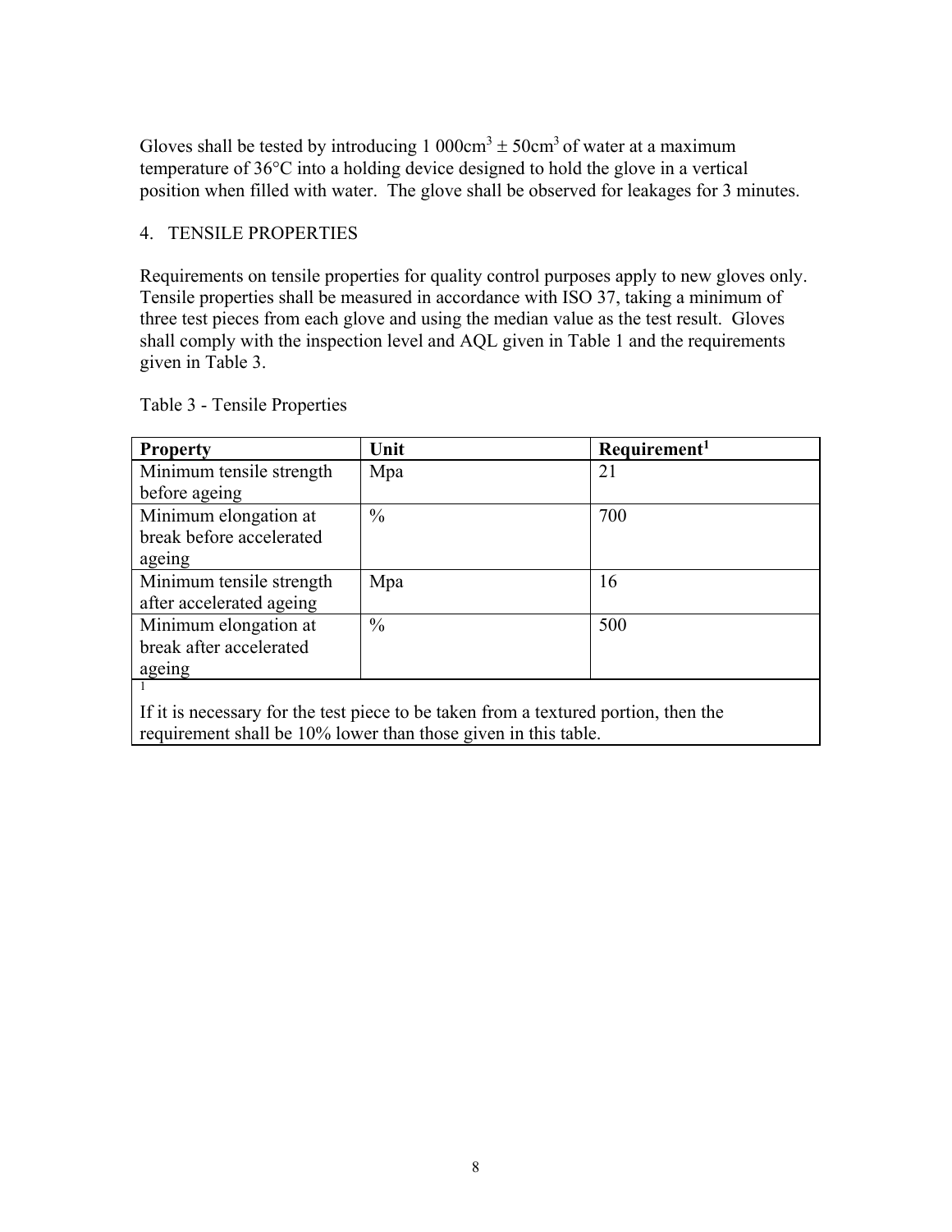Gloves shall be tested by introducing 1 000cm$^3$ ± 50cm$^3$ of water at a maximum temperature of 36°C into a holding device designed to hold the glove in a vertical position when filled with water. The glove shall be observed for leakages for 3 minutes.

## 4. TENSILE PROPERTIES

Requirements on tensile properties for quality control purposes apply to new gloves only. Tensile properties shall be measured in accordance with ISO 37, taking a minimum of three test pieces from each glove and using the median value as the test result. Gloves shall comply with the inspection level and AQL given in Table 1 and the requirements given in Table 3.

Table 3 - Tensile Properties

| **Property** | **Unit** | **Requirement[1]** |
|---|---|---|
| Minimum tensile strength before ageing | Mpa | 21 |
| Minimum elongation at break before accelerated ageing | % | 700 |
| Minimum tensile strength after accelerated ageing | Mpa | 16 |
| Minimum elongation at break after accelerated ageing | % | 500 |
| [1] If it is necessary for the test piece to be taken from a textured portion, then the requirement shall be 10% lower than those given in this table. | | |